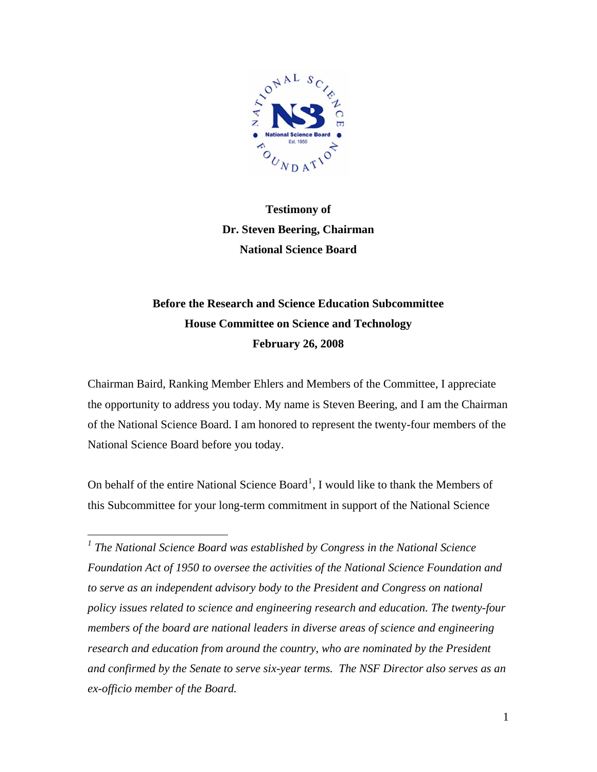**Testimony of**
**Dr. Steven Beering, Chairman**
**National Science Board**

**Before the Research and Science Education Subcommittee**
**House Committee on Science and Technology**
**February 26, 2008**

Chairman Baird, Ranking Member Ehlers and Members of the Committee, I appreciate the opportunity to address you today. My name is Steven Beering, and I am the Chairman of the National Science Board. I am honored to represent the twenty-four members of the National Science Board before you today.

On behalf of the entire National Science Board[1], I would like to thank the Members of this Subcommittee for your long-term commitment in support of the National Science

---

[1] *The National Science Board was established by Congress in the National Science Foundation Act of 1950 to oversee the activities of the National Science Foundation and to serve as an independent advisory body to the President and Congress on national policy issues related to science and engineering research and education. The twenty-four members of the board are national leaders in diverse areas of science and engineering research and education from around the country, who are nominated by the President and confirmed by the Senate to serve six-year terms. The NSF Director also serves as an ex-officio member of the Board.*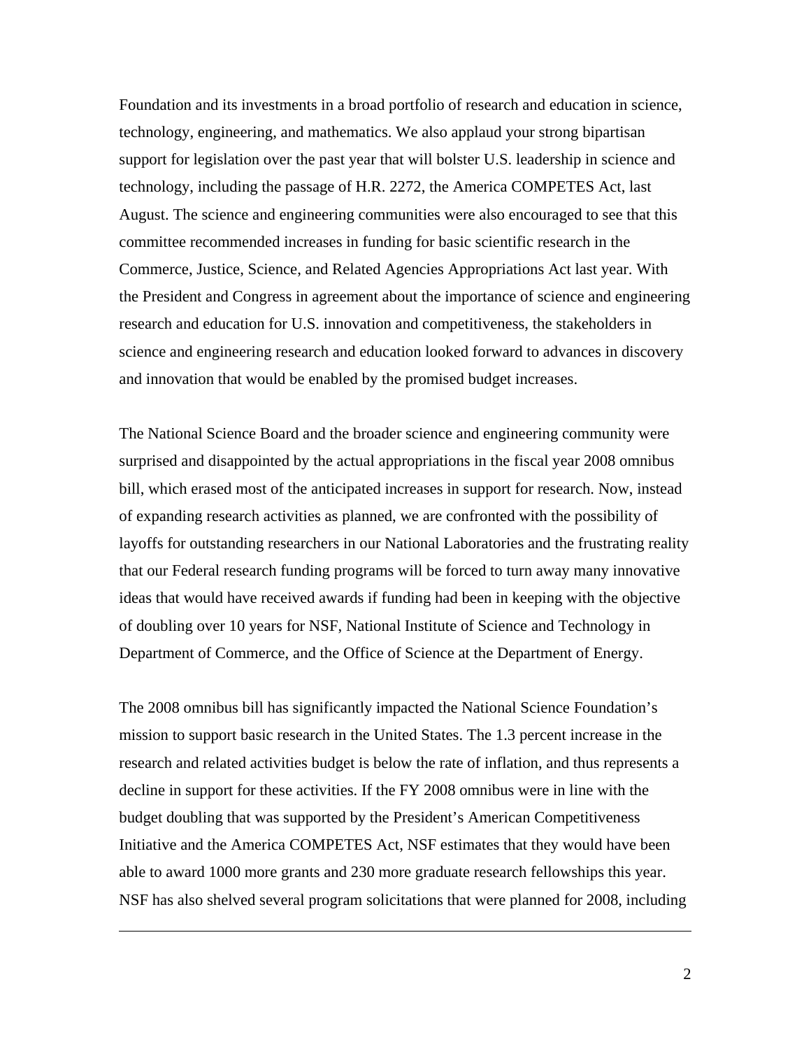Foundation and its investments in a broad portfolio of research and education in science, technology, engineering, and mathematics. We also applaud your strong bipartisan support for legislation over the past year that will bolster U.S. leadership in science and technology, including the passage of H.R. 2272, the America COMPETES Act, last August. The science and engineering communities were also encouraged to see that this committee recommended increases in funding for basic scientific research in the Commerce, Justice, Science, and Related Agencies Appropriations Act last year. With the President and Congress in agreement about the importance of science and engineering research and education for U.S. innovation and competitiveness, the stakeholders in science and engineering research and education looked forward to advances in discovery and innovation that would be enabled by the promised budget increases.

The National Science Board and the broader science and engineering community were surprised and disappointed by the actual appropriations in the fiscal year 2008 omnibus bill, which erased most of the anticipated increases in support for research. Now, instead of expanding research activities as planned, we are confronted with the possibility of layoffs for outstanding researchers in our National Laboratories and the frustrating reality that our Federal research funding programs will be forced to turn away many innovative ideas that would have received awards if funding had been in keeping with the objective of doubling over 10 years for NSF, National Institute of Science and Technology in Department of Commerce, and the Office of Science at the Department of Energy.

The 2008 omnibus bill has significantly impacted the National Science Foundation's mission to support basic research in the United States. The 1.3 percent increase in the research and related activities budget is below the rate of inflation, and thus represents a decline in support for these activities. If the FY 2008 omnibus were in line with the budget doubling that was supported by the President's American Competitiveness Initiative and the America COMPETES Act, NSF estimates that they would have been able to award 1000 more grants and 230 more graduate research fellowships this year. NSF has also shelved several program solicitations that were planned for 2008, including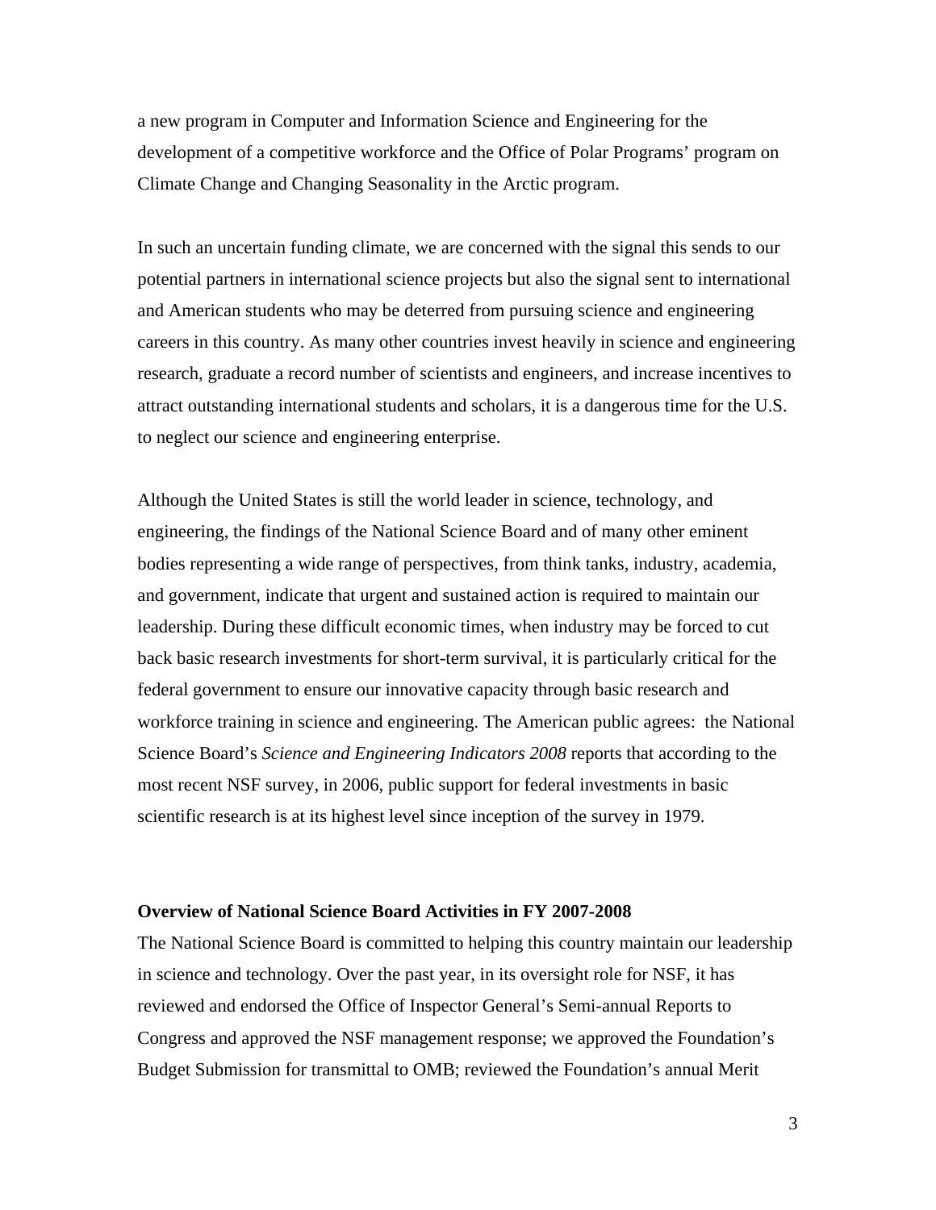a new program in Computer and Information Science and Engineering for the development of a competitive workforce and the Office of Polar Programs' program on Climate Change and Changing Seasonality in the Arctic program.

In such an uncertain funding climate, we are concerned with the signal this sends to our potential partners in international science projects but also the signal sent to international and American students who may be deterred from pursuing science and engineering careers in this country. As many other countries invest heavily in science and engineering research, graduate a record number of scientists and engineers, and increase incentives to attract outstanding international students and scholars, it is a dangerous time for the U.S. to neglect our science and engineering enterprise.

Although the United States is still the world leader in science, technology, and engineering, the findings of the National Science Board and of many other eminent bodies representing a wide range of perspectives, from think tanks, industry, academia, and government, indicate that urgent and sustained action is required to maintain our leadership. During these difficult economic times, when industry may be forced to cut back basic research investments for short-term survival, it is particularly critical for the federal government to ensure our innovative capacity through basic research and workforce training in science and engineering. The American public agrees: the National Science Board's *Science and Engineering Indicators 2008* reports that according to the most recent NSF survey, in 2006, public support for federal investments in basic scientific research is at its highest level since inception of the survey in 1979.

**Overview of National Science Board Activities in FY 2007-2008**

The National Science Board is committed to helping this country maintain our leadership in science and technology. Over the past year, in its oversight role for NSF, it has reviewed and endorsed the Office of Inspector General's Semi-annual Reports to Congress and approved the NSF management response; we approved the Foundation's Budget Submission for transmittal to OMB; reviewed the Foundation's annual Merit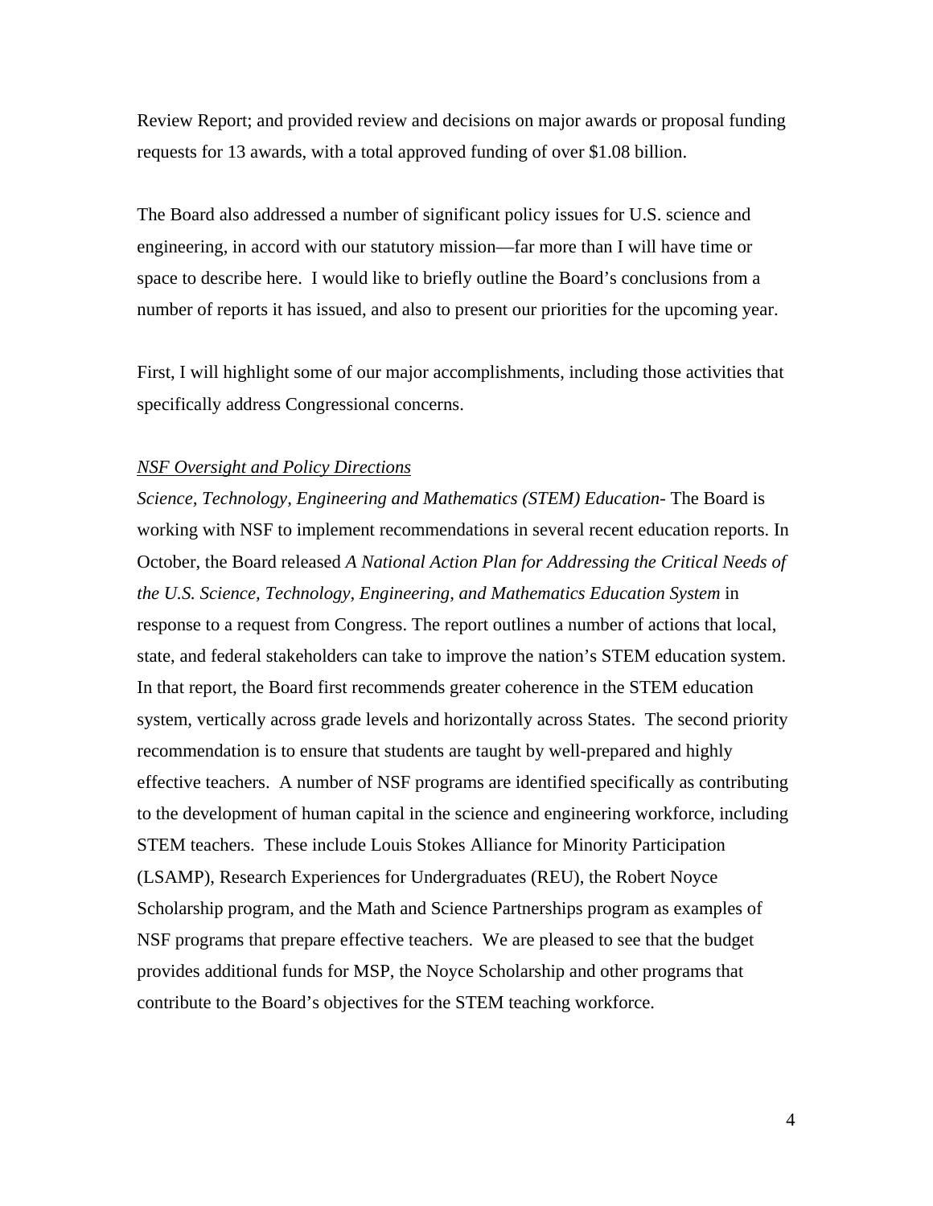Review Report; and provided review and decisions on major awards or proposal funding requests for 13 awards, with a total approved funding of over $1.08 billion.

The Board also addressed a number of significant policy issues for U.S. science and engineering, in accord with our statutory mission—far more than I will have time or space to describe here. I would like to briefly outline the Board's conclusions from a number of reports it has issued, and also to present our priorities for the upcoming year.

First, I will highlight some of our major accomplishments, including those activities that specifically address Congressional concerns.

<u>*NSF Oversight and Policy Directions*</u>

*Science, Technology, Engineering and Mathematics (STEM) Education-* The Board is working with NSF to implement recommendations in several recent education reports. In October, the Board released *A National Action Plan for Addressing the Critical Needs of the U.S. Science, Technology, Engineering, and Mathematics Education System* in response to a request from Congress. The report outlines a number of actions that local, state, and federal stakeholders can take to improve the nation's STEM education system. In that report, the Board first recommends greater coherence in the STEM education system, vertically across grade levels and horizontally across States. The second priority recommendation is to ensure that students are taught by well-prepared and highly effective teachers. A number of NSF programs are identified specifically as contributing to the development of human capital in the science and engineering workforce, including STEM teachers. These include Louis Stokes Alliance for Minority Participation (LSAMP), Research Experiences for Undergraduates (REU), the Robert Noyce Scholarship program, and the Math and Science Partnerships program as examples of NSF programs that prepare effective teachers. We are pleased to see that the budget provides additional funds for MSP, the Noyce Scholarship and other programs that contribute to the Board's objectives for the STEM teaching workforce.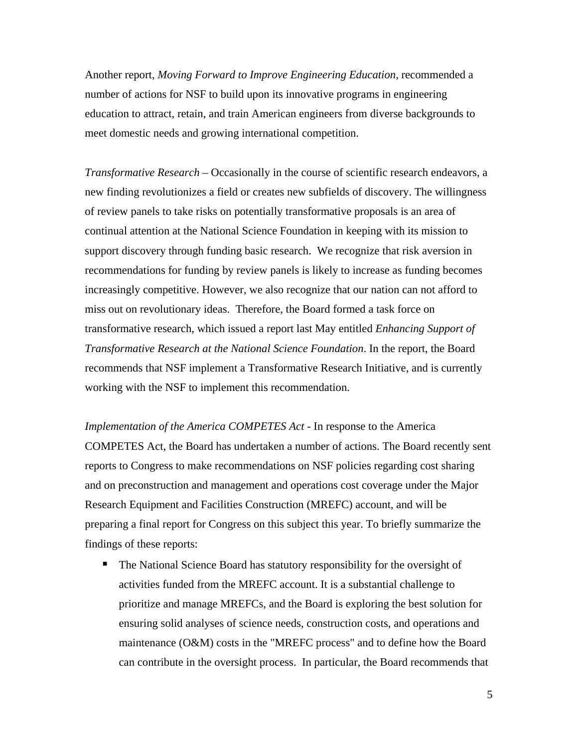Another report, *Moving Forward to Improve Engineering Education*, recommended a number of actions for NSF to build upon its innovative programs in engineering education to attract, retain, and train American engineers from diverse backgrounds to meet domestic needs and growing international competition.

*Transformative Research* – Occasionally in the course of scientific research endeavors, a new finding revolutionizes a field or creates new subfields of discovery. The willingness of review panels to take risks on potentially transformative proposals is an area of continual attention at the National Science Foundation in keeping with its mission to support discovery through funding basic research. We recognize that risk aversion in recommendations for funding by review panels is likely to increase as funding becomes increasingly competitive. However, we also recognize that our nation can not afford to miss out on revolutionary ideas. Therefore, the Board formed a task force on transformative research, which issued a report last May entitled *Enhancing Support of Transformative Research at the National Science Foundation*. In the report, the Board recommends that NSF implement a Transformative Research Initiative, and is currently working with the NSF to implement this recommendation.

*Implementation of the America COMPETES Act* - In response to the America COMPETES Act, the Board has undertaken a number of actions. The Board recently sent reports to Congress to make recommendations on NSF policies regarding cost sharing and on preconstruction and management and operations cost coverage under the Major Research Equipment and Facilities Construction (MREFC) account, and will be preparing a final report for Congress on this subject this year. To briefly summarize the findings of these reports:

- The National Science Board has statutory responsibility for the oversight of activities funded from the MREFC account. It is a substantial challenge to prioritize and manage MREFCs, and the Board is exploring the best solution for ensuring solid analyses of science needs, construction costs, and operations and maintenance (O&M) costs in the "MREFC process" and to define how the Board can contribute in the oversight process. In particular, the Board recommends that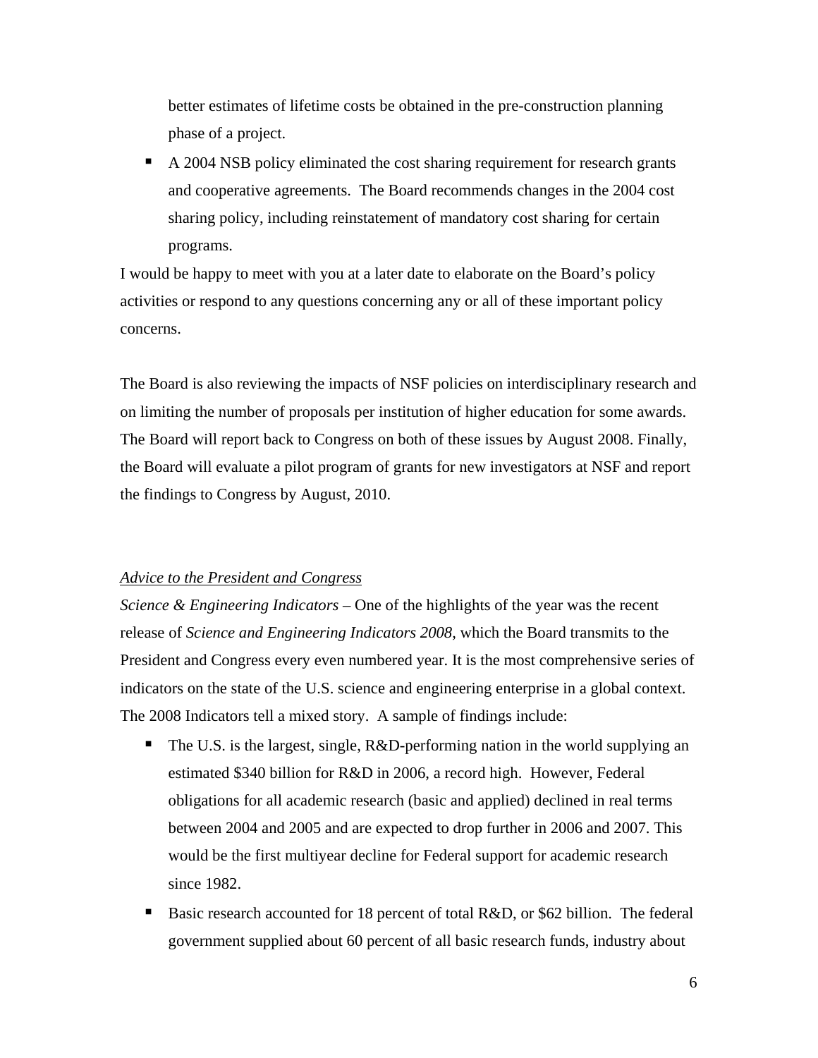better estimates of lifetime costs be obtained in the pre-construction planning phase of a project.

- A 2004 NSB policy eliminated the cost sharing requirement for research grants and cooperative agreements. The Board recommends changes in the 2004 cost sharing policy, including reinstatement of mandatory cost sharing for certain programs.

I would be happy to meet with you at a later date to elaborate on the Board's policy activities or respond to any questions concerning any or all of these important policy concerns.

The Board is also reviewing the impacts of NSF policies on interdisciplinary research and on limiting the number of proposals per institution of higher education for some awards. The Board will report back to Congress on both of these issues by August 2008. Finally, the Board will evaluate a pilot program of grants for new investigators at NSF and report the findings to Congress by August, 2010.

*<u>Advice to the President and Congress</u>*

*Science & Engineering Indicators* – One of the highlights of the year was the recent release of *Science and Engineering Indicators 2008*, which the Board transmits to the President and Congress every even numbered year. It is the most comprehensive series of indicators on the state of the U.S. science and engineering enterprise in a global context. The 2008 Indicators tell a mixed story. A sample of findings include:

- The U.S. is the largest, single, R&D-performing nation in the world supplying an estimated $340 billion for R&D in 2006, a record high. However, Federal obligations for all academic research (basic and applied) declined in real terms between 2004 and 2005 and are expected to drop further in 2006 and 2007. This would be the first multiyear decline for Federal support for academic research since 1982.
- Basic research accounted for 18 percent of total R&D, or $62 billion. The federal government supplied about 60 percent of all basic research funds, industry about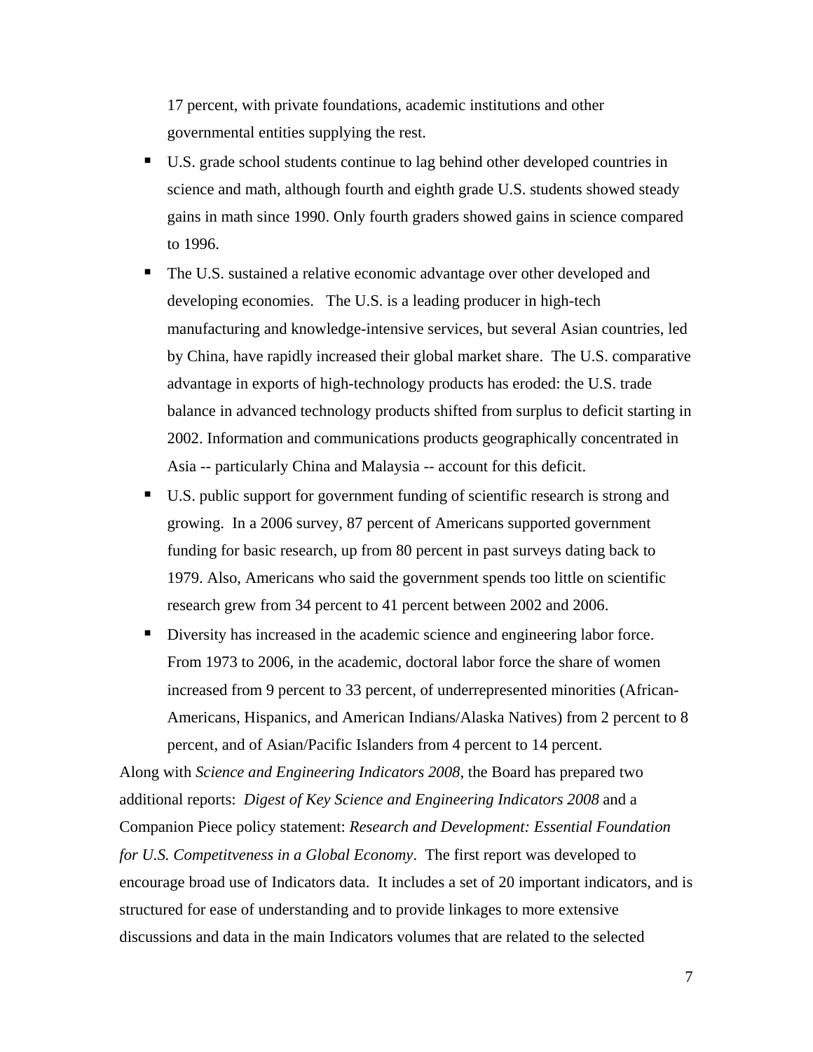17 percent, with private foundations, academic institutions and other governmental entities supplying the rest.

- U.S. grade school students continue to lag behind other developed countries in science and math, although fourth and eighth grade U.S. students showed steady gains in math since 1990. Only fourth graders showed gains in science compared to 1996.
- The U.S. sustained a relative economic advantage over other developed and developing economies. The U.S. is a leading producer in high-tech manufacturing and knowledge-intensive services, but several Asian countries, led by China, have rapidly increased their global market share. The U.S. comparative advantage in exports of high-technology products has eroded: the U.S. trade balance in advanced technology products shifted from surplus to deficit starting in 2002. Information and communications products geographically concentrated in Asia -- particularly China and Malaysia -- account for this deficit.
- U.S. public support for government funding of scientific research is strong and growing. In a 2006 survey, 87 percent of Americans supported government funding for basic research, up from 80 percent in past surveys dating back to 1979. Also, Americans who said the government spends too little on scientific research grew from 34 percent to 41 percent between 2002 and 2006.
- Diversity has increased in the academic science and engineering labor force. From 1973 to 2006, in the academic, doctoral labor force the share of women increased from 9 percent to 33 percent, of underrepresented minorities (African-Americans, Hispanics, and American Indians/Alaska Natives) from 2 percent to 8 percent, and of Asian/Pacific Islanders from 4 percent to 14 percent.

Along with *Science and Engineering Indicators 2008*, the Board has prepared two additional reports: *Digest of Key Science and Engineering Indicators 2008* and a Companion Piece policy statement: *Research and Development: Essential Foundation for U.S. Competitveness in a Global Economy*. The first report was developed to encourage broad use of Indicators data. It includes a set of 20 important indicators, and is structured for ease of understanding and to provide linkages to more extensive discussions and data in the main Indicators volumes that are related to the selected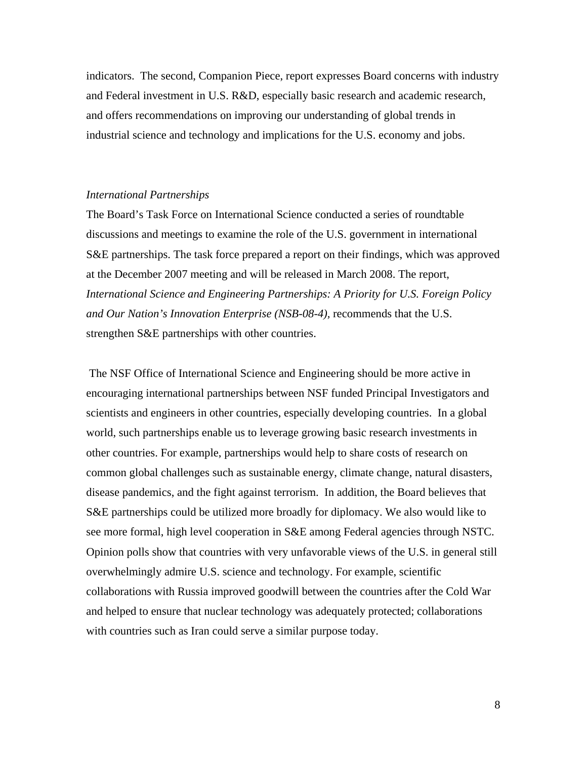indicators. The second, Companion Piece, report expresses Board concerns with industry and Federal investment in U.S. R&D, especially basic research and academic research, and offers recommendations on improving our understanding of global trends in industrial science and technology and implications for the U.S. economy and jobs.

*International Partnerships*

The Board's Task Force on International Science conducted a series of roundtable discussions and meetings to examine the role of the U.S. government in international S&E partnerships. The task force prepared a report on their findings, which was approved at the December 2007 meeting and will be released in March 2008. The report, *International Science and Engineering Partnerships: A Priority for U.S. Foreign Policy and Our Nation's Innovation Enterprise (NSB-08-4)*, recommends that the U.S. strengthen S&E partnerships with other countries.

The NSF Office of International Science and Engineering should be more active in encouraging international partnerships between NSF funded Principal Investigators and scientists and engineers in other countries, especially developing countries. In a global world, such partnerships enable us to leverage growing basic research investments in other countries. For example, partnerships would help to share costs of research on common global challenges such as sustainable energy, climate change, natural disasters, disease pandemics, and the fight against terrorism. In addition, the Board believes that S&E partnerships could be utilized more broadly for diplomacy. We also would like to see more formal, high level cooperation in S&E among Federal agencies through NSTC. Opinion polls show that countries with very unfavorable views of the U.S. in general still overwhelmingly admire U.S. science and technology. For example, scientific collaborations with Russia improved goodwill between the countries after the Cold War and helped to ensure that nuclear technology was adequately protected; collaborations with countries such as Iran could serve a similar purpose today.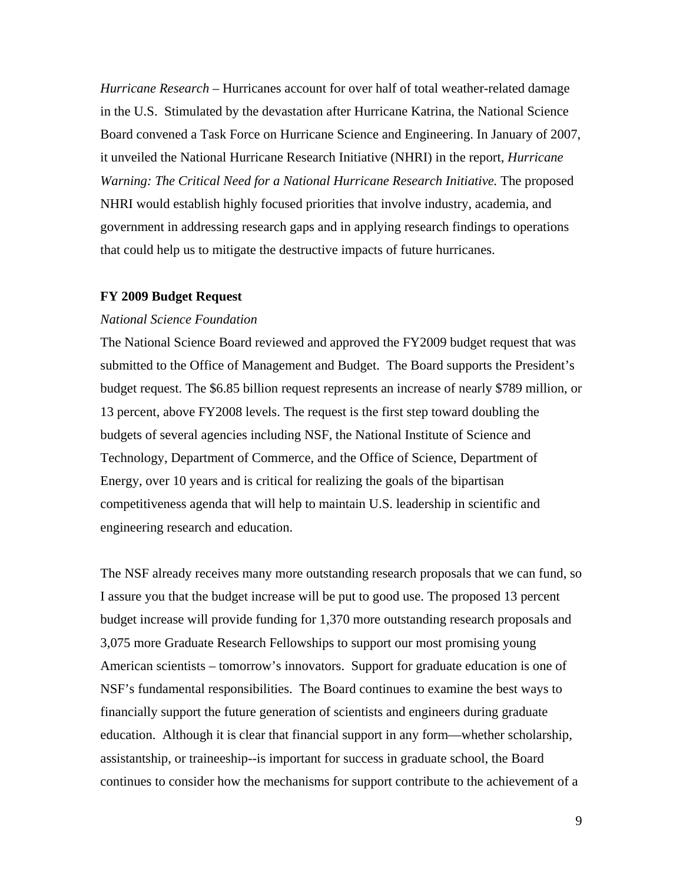*Hurricane Research* – Hurricanes account for over half of total weather-related damage in the U.S. Stimulated by the devastation after Hurricane Katrina, the National Science Board convened a Task Force on Hurricane Science and Engineering. In January of 2007, it unveiled the National Hurricane Research Initiative (NHRI) in the report, *Hurricane Warning: The Critical Need for a National Hurricane Research Initiative.* The proposed NHRI would establish highly focused priorities that involve industry, academia, and government in addressing research gaps and in applying research findings to operations that could help us to mitigate the destructive impacts of future hurricanes.

**FY 2009 Budget Request**

*National Science Foundation*

The National Science Board reviewed and approved the FY2009 budget request that was submitted to the Office of Management and Budget. The Board supports the President's budget request. The $6.85 billion request represents an increase of nearly $789 million, or 13 percent, above FY2008 levels. The request is the first step toward doubling the budgets of several agencies including NSF, the National Institute of Science and Technology, Department of Commerce, and the Office of Science, Department of Energy, over 10 years and is critical for realizing the goals of the bipartisan competitiveness agenda that will help to maintain U.S. leadership in scientific and engineering research and education.

The NSF already receives many more outstanding research proposals that we can fund, so I assure you that the budget increase will be put to good use. The proposed 13 percent budget increase will provide funding for 1,370 more outstanding research proposals and 3,075 more Graduate Research Fellowships to support our most promising young American scientists – tomorrow's innovators. Support for graduate education is one of NSF's fundamental responsibilities. The Board continues to examine the best ways to financially support the future generation of scientists and engineers during graduate education. Although it is clear that financial support in any form—whether scholarship, assistantship, or traineeship--is important for success in graduate school, the Board continues to consider how the mechanisms for support contribute to the achievement of a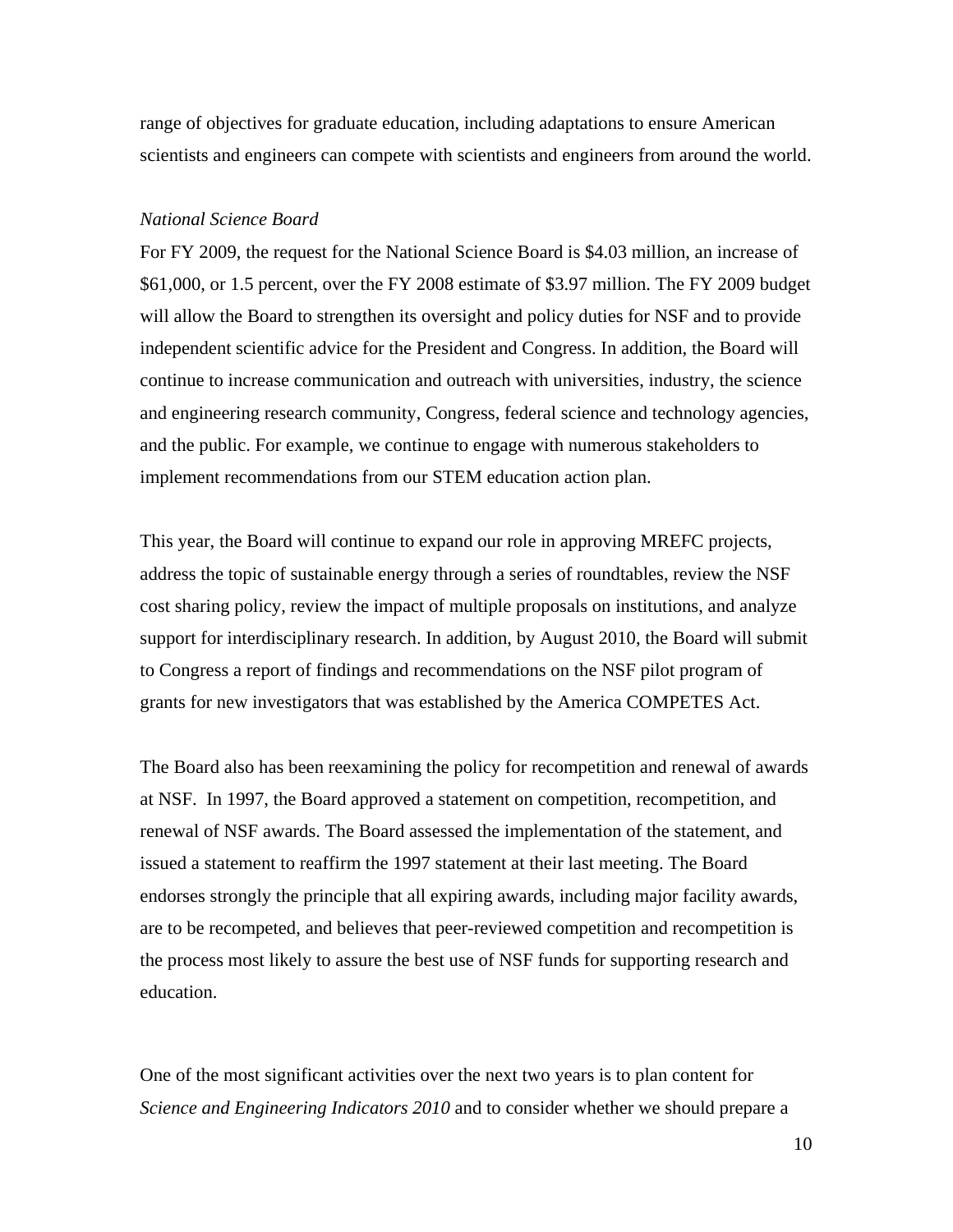range of objectives for graduate education, including adaptations to ensure American scientists and engineers can compete with scientists and engineers from around the world.

*National Science Board*

For FY 2009, the request for the National Science Board is $4.03 million, an increase of $61,000, or 1.5 percent, over the FY 2008 estimate of $3.97 million. The FY 2009 budget will allow the Board to strengthen its oversight and policy duties for NSF and to provide independent scientific advice for the President and Congress. In addition, the Board will continue to increase communication and outreach with universities, industry, the science and engineering research community, Congress, federal science and technology agencies, and the public. For example, we continue to engage with numerous stakeholders to implement recommendations from our STEM education action plan.

This year, the Board will continue to expand our role in approving MREFC projects, address the topic of sustainable energy through a series of roundtables, review the NSF cost sharing policy, review the impact of multiple proposals on institutions, and analyze support for interdisciplinary research. In addition, by August 2010, the Board will submit to Congress a report of findings and recommendations on the NSF pilot program of grants for new investigators that was established by the America COMPETES Act.

The Board also has been reexamining the policy for recompetition and renewal of awards at NSF. In 1997, the Board approved a statement on competition, recompetition, and renewal of NSF awards. The Board assessed the implementation of the statement, and issued a statement to reaffirm the 1997 statement at their last meeting. The Board endorses strongly the principle that all expiring awards, including major facility awards, are to be recompeted, and believes that peer-reviewed competition and recompetition is the process most likely to assure the best use of NSF funds for supporting research and education.

One of the most significant activities over the next two years is to plan content for *Science and Engineering Indicators 2010* and to consider whether we should prepare a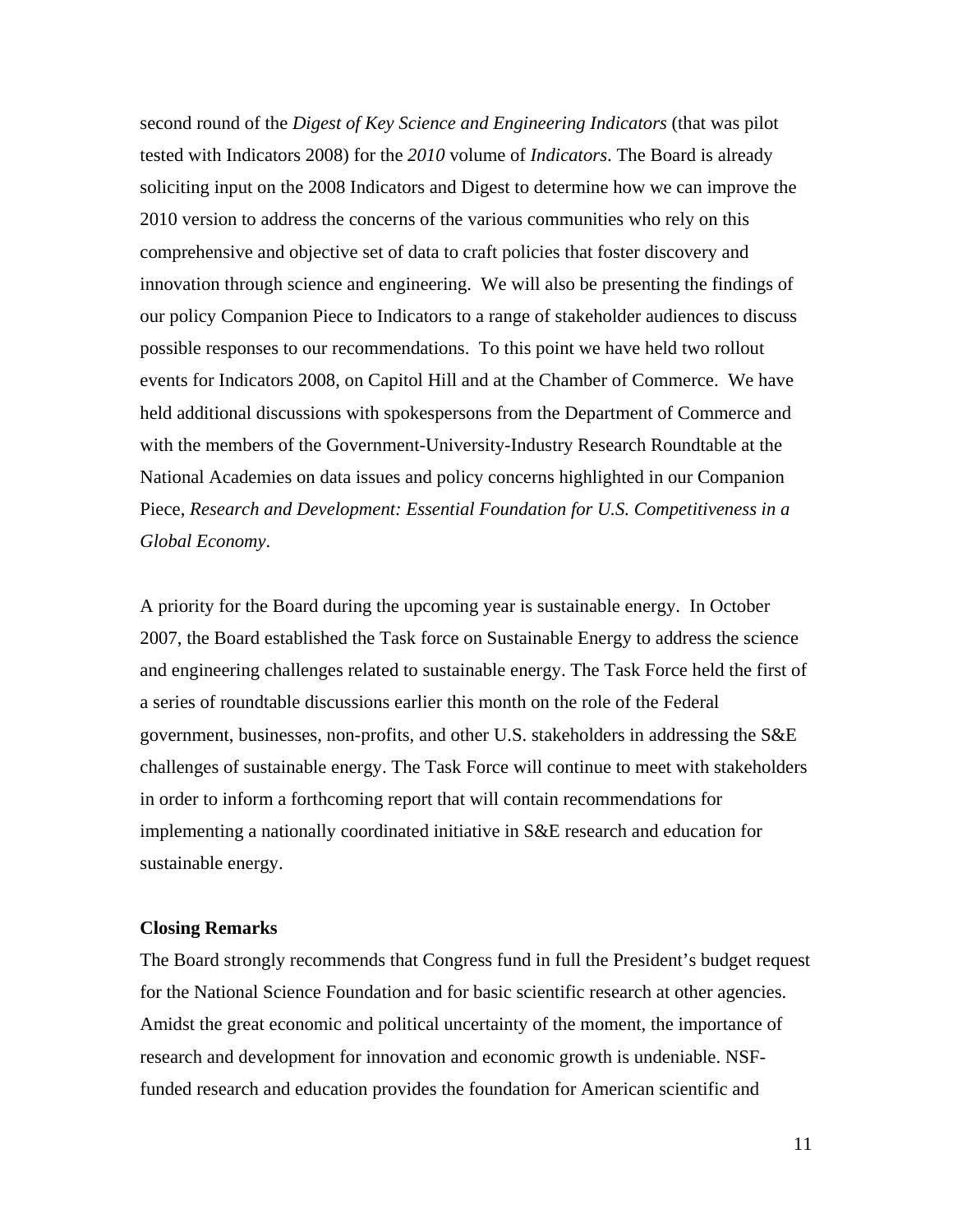second round of the *Digest of Key Science and Engineering Indicators* (that was pilot tested with Indicators 2008) for the *2010* volume of *Indicators*. The Board is already soliciting input on the 2008 Indicators and Digest to determine how we can improve the 2010 version to address the concerns of the various communities who rely on this comprehensive and objective set of data to craft policies that foster discovery and innovation through science and engineering. We will also be presenting the findings of our policy Companion Piece to Indicators to a range of stakeholder audiences to discuss possible responses to our recommendations. To this point we have held two rollout events for Indicators 2008, on Capitol Hill and at the Chamber of Commerce. We have held additional discussions with spokespersons from the Department of Commerce and with the members of the Government-University-Industry Research Roundtable at the National Academies on data issues and policy concerns highlighted in our Companion Piece, *Research and Development: Essential Foundation for U.S. Competitiveness in a Global Economy*.

A priority for the Board during the upcoming year is sustainable energy. In October 2007, the Board established the Task force on Sustainable Energy to address the science and engineering challenges related to sustainable energy. The Task Force held the first of a series of roundtable discussions earlier this month on the role of the Federal government, businesses, non-profits, and other U.S. stakeholders in addressing the S&E challenges of sustainable energy. The Task Force will continue to meet with stakeholders in order to inform a forthcoming report that will contain recommendations for implementing a nationally coordinated initiative in S&E research and education for sustainable energy.

**Closing Remarks**

The Board strongly recommends that Congress fund in full the President's budget request for the National Science Foundation and for basic scientific research at other agencies. Amidst the great economic and political uncertainty of the moment, the importance of research and development for innovation and economic growth is undeniable. NSF-funded research and education provides the foundation for American scientific and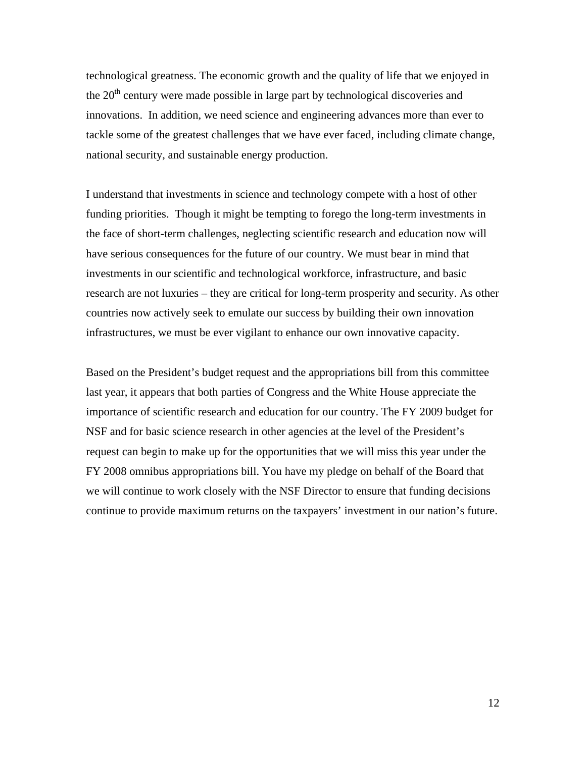technological greatness. The economic growth and the quality of life that we enjoyed in the 20th century were made possible in large part by technological discoveries and innovations. In addition, we need science and engineering advances more than ever to tackle some of the greatest challenges that we have ever faced, including climate change, national security, and sustainable energy production.

I understand that investments in science and technology compete with a host of other funding priorities. Though it might be tempting to forego the long-term investments in the face of short-term challenges, neglecting scientific research and education now will have serious consequences for the future of our country. We must bear in mind that investments in our scientific and technological workforce, infrastructure, and basic research are not luxuries – they are critical for long-term prosperity and security. As other countries now actively seek to emulate our success by building their own innovation infrastructures, we must be ever vigilant to enhance our own innovative capacity.

Based on the President's budget request and the appropriations bill from this committee last year, it appears that both parties of Congress and the White House appreciate the importance of scientific research and education for our country. The FY 2009 budget for NSF and for basic science research in other agencies at the level of the President's request can begin to make up for the opportunities that we will miss this year under the FY 2008 omnibus appropriations bill. You have my pledge on behalf of the Board that we will continue to work closely with the NSF Director to ensure that funding decisions continue to provide maximum returns on the taxpayers' investment in our nation's future.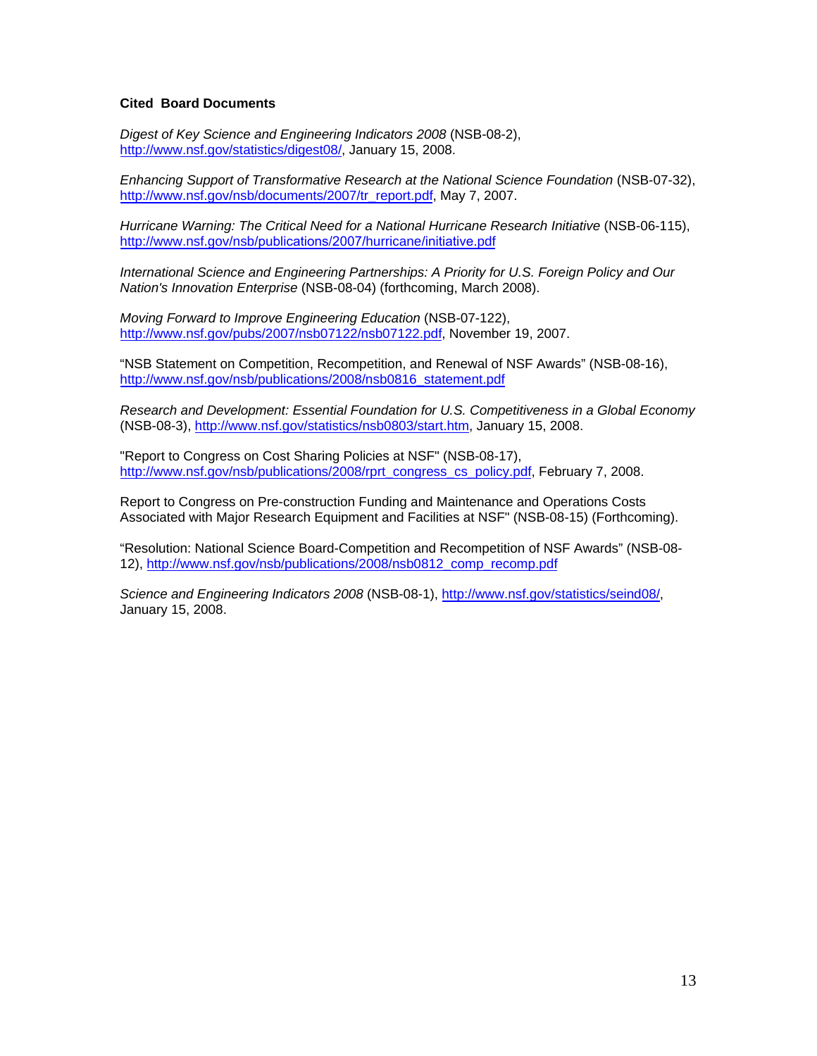**Cited Board Documents**

*Digest of Key Science and Engineering Indicators 2008* (NSB-08-2), http://www.nsf.gov/statistics/digest08/, January 15, 2008.

*Enhancing Support of Transformative Research at the National Science Foundation* (NSB-07-32), http://www.nsf.gov/nsb/documents/2007/tr_report.pdf, May 7, 2007.

*Hurricane Warning: The Critical Need for a National Hurricane Research Initiative* (NSB-06-115), http://www.nsf.gov/nsb/publications/2007/hurricane/initiative.pdf

*International Science and Engineering Partnerships: A Priority for U.S. Foreign Policy and Our Nation's Innovation Enterprise* (NSB-08-04) (forthcoming, March 2008).

*Moving Forward to Improve Engineering Education* (NSB-07-122), http://www.nsf.gov/pubs/2007/nsb07122/nsb07122.pdf, November 19, 2007.

"NSB Statement on Competition, Recompetition, and Renewal of NSF Awards" (NSB-08-16), http://www.nsf.gov/nsb/publications/2008/nsb0816_statement.pdf

*Research and Development: Essential Foundation for U.S. Competitiveness in a Global Economy* (NSB-08-3), http://www.nsf.gov/statistics/nsb0803/start.htm, January 15, 2008.

"Report to Congress on Cost Sharing Policies at NSF" (NSB-08-17), http://www.nsf.gov/nsb/publications/2008/rprt_congress_cs_policy.pdf, February 7, 2008.

Report to Congress on Pre-construction Funding and Maintenance and Operations Costs Associated with Major Research Equipment and Facilities at NSF" (NSB-08-15) (Forthcoming).

"Resolution: National Science Board-Competition and Recompetition of NSF Awards" (NSB-08-12), http://www.nsf.gov/nsb/publications/2008/nsb0812_comp_recomp.pdf

*Science and Engineering Indicators 2008* (NSB-08-1), http://www.nsf.gov/statistics/seind08/, January 15, 2008.